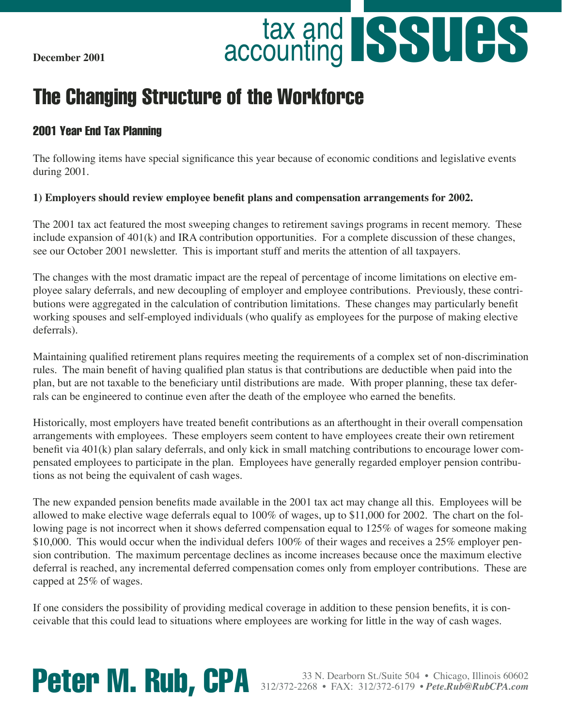December 2001

# tax and accounting ISSUES

# The Changing Structure of the Workforce

## 2001 Year End Tax Planning

The following items have special significance this year because of economic conditions and legislative events during 2001.

**1) Employers should review employee benefit plans and compensation arrangements for 2002.**

The 2001 tax act featured the most sweeping changes to retirement savings programs in recent memory. These include expansion of 401(k) and IRA contribution opportunities. For a complete discussion of these changes, see our October 2001 newsletter. This is important stuff and merits the attention of all taxpayers.

The changes with the most dramatic impact are the repeal of percentage of income limitations on elective employee salary deferrals, and new decoupling of employer and employee contributions. Previously, these contributions were aggregated in the calculation of contribution limitations. These changes may particularly benefit working spouses and self-employed individuals (who qualify as employees for the purpose of making elective deferrals).

Maintaining qualified retirement plans requires meeting the requirements of a complex set of non-discrimination rules. The main benefit of having qualified plan status is that contributions are deductible when paid into the plan, but are not taxable to the beneficiary until distributions are made. With proper planning, these tax deferrals can be engineered to continue even after the death of the employee who earned the benefits.

Historically, most employers have treated benefit contributions as an afterthought in their overall compensation arrangements with employees. These employers seem content to have employees create their own retirement benefit via 401(k) plan salary deferrals, and only kick in small matching contributions to encourage lower compensated employees to participate in the plan. Employees have generally regarded employer pension contributions as not being the equivalent of cash wages.

The new expanded pension benefits made available in the 2001 tax act may change all this. Employees will be allowed to make elective wage deferrals equal to 100% of wages, up to $11,000 for 2002. The chart on the following page is not incorrect when it shows deferred compensation equal to 125% of wages for someone making $10,000. This would occur when the individual defers 100% of their wages and receives a 25% employer pension contribution. The maximum percentage declines as income increases because once the maximum elective deferral is reached, any incremental deferred compensation comes only from employer contributions. These are capped at 25% of wages.

If one considers the possibility of providing medical coverage in addition to these pension benefits, it is conceivable that this could lead to situations where employees are working for little in the way of cash wages.

**Peter M. Rub, CPA**
33 N. Dearborn St./Suite 504 • Chicago, Illinois 60602
312/372-2268 • FAX: 312/372-6179 • *Pete.Rub@RubCPA.com*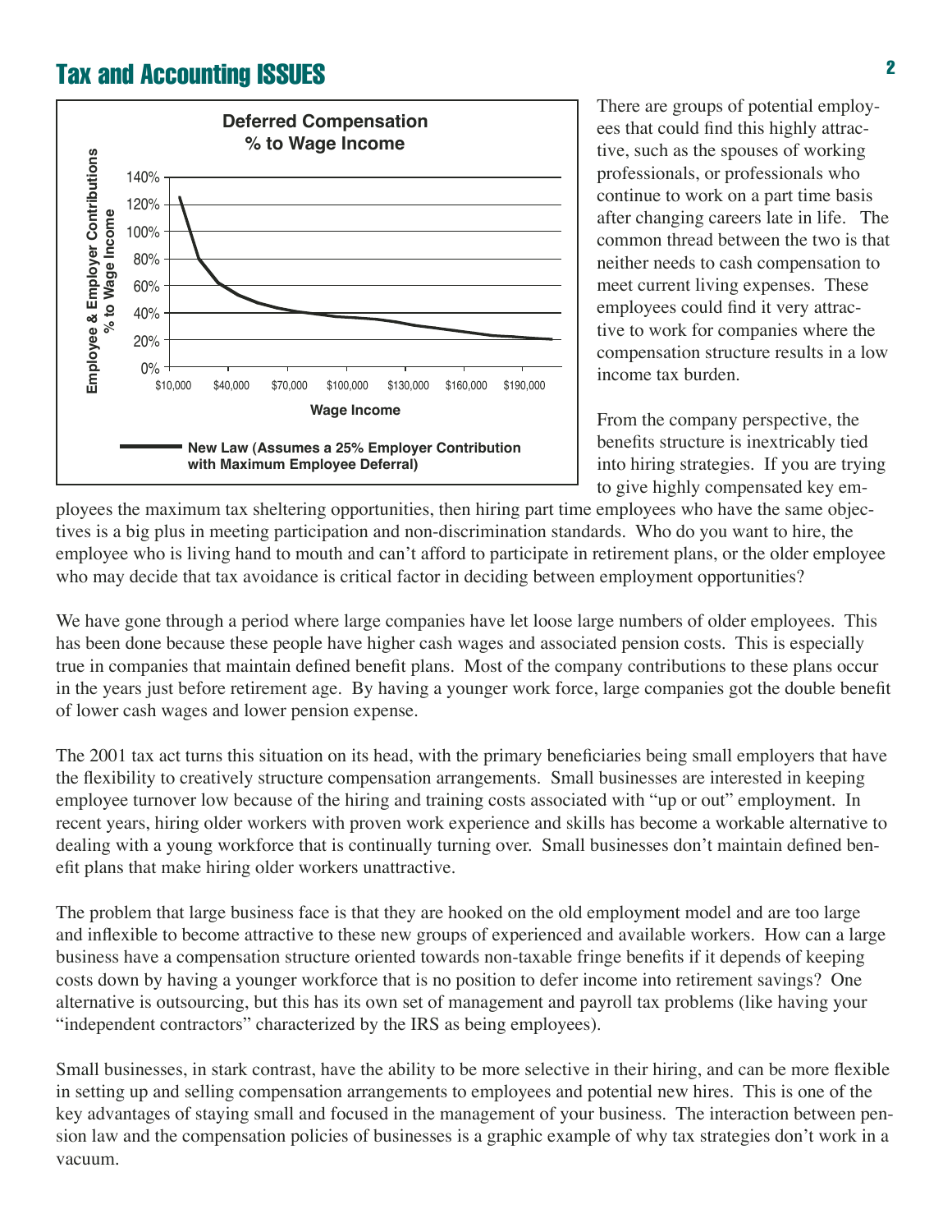## Tax and Accounting ISSUES

There are groups of potential employees that could find this highly attractive, such as the spouses of working professionals, or professionals who continue to work on a part time basis after changing careers late in life. The common thread between the two is that neither needs to cash compensation to meet current living expenses. These employees could find it very attractive to work for companies where the compensation structure results in a low income tax burden.

From the company perspective, the benefits structure is inextricably tied into hiring strategies. If you are trying to give highly compensated key employees the maximum tax sheltering opportunities, then hiring part time employees who have the same objectives is a big plus in meeting participation and non-discrimination standards. Who do you want to hire, the employee who is living hand to mouth and can't afford to participate in retirement plans, or the older employee who may decide that tax avoidance is critical factor in deciding between employment opportunities?

We have gone through a period where large companies have let loose large numbers of older employees. This has been done because these people have higher cash wages and associated pension costs. This is especially true in companies that maintain defined benefit plans. Most of the company contributions to these plans occur in the years just before retirement age. By having a younger work force, large companies got the double benefit of lower cash wages and lower pension expense.

The 2001 tax act turns this situation on its head, with the primary beneficiaries being small employers that have the flexibility to creatively structure compensation arrangements. Small businesses are interested in keeping employee turnover low because of the hiring and training costs associated with "up or out" employment. In recent years, hiring older workers with proven work experience and skills has become a workable alternative to dealing with a young workforce that is continually turning over. Small businesses don't maintain defined benefit plans that make hiring older workers unattractive.

The problem that large business face is that they are hooked on the old employment model and are too large and inflexible to become attractive to these new groups of experienced and available workers. How can a large business have a compensation structure oriented towards non-taxable fringe benefits if it depends of keeping costs down by having a younger workforce that is no position to defer income into retirement savings? One alternative is outsourcing, but this has its own set of management and payroll tax problems (like having your "independent contractors" characterized by the IRS as being employees).

Small businesses, in stark contrast, have the ability to be more selective in their hiring, and can be more flexible in setting up and selling compensation arrangements to employees and potential new hires. This is one of the key advantages of staying small and focused in the management of your business. The interaction between pension law and the compensation policies of businesses is a graphic example of why tax strategies don't work in a vacuum.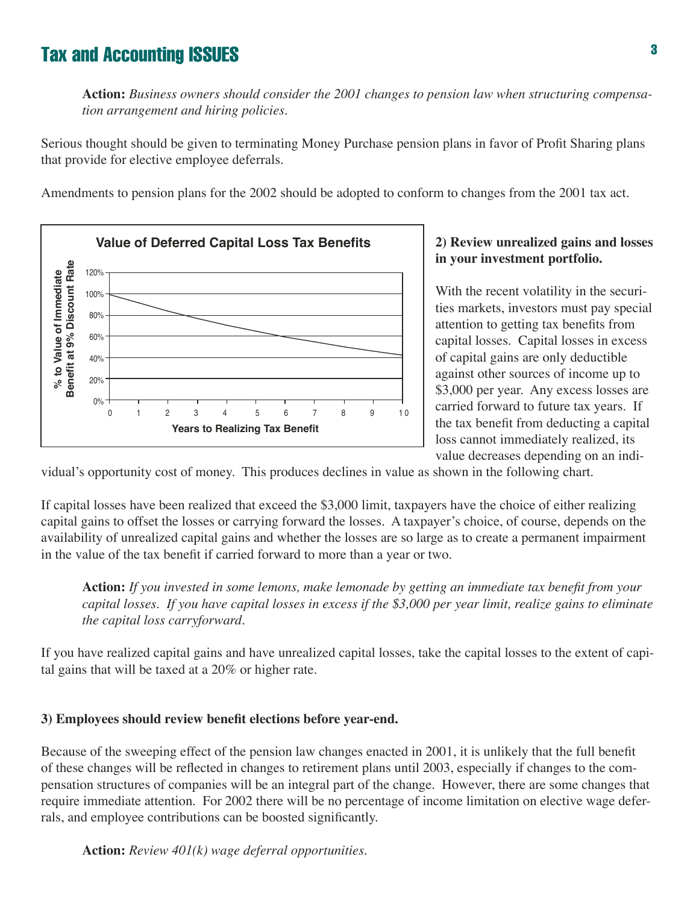**Action:** *Business owners should consider the 2001 changes to pension law when structuring compensation arrangement and hiring policies.*

Serious thought should be given to terminating Money Purchase pension plans in favor of Profit Sharing plans that provide for elective employee deferrals.

Amendments to pension plans for the 2002 should be adopted to conform to changes from the 2001 tax act.

**Value of Deferred Capital Loss Tax Benefits**

% to Value of Immediate Benefit at 9% Discount Rate

Years to Realizing Tax Benefit

**2) Review unrealized gains and losses in your investment portfolio.**

With the recent volatility in the securities markets, investors must pay special attention to getting tax benefits from capital losses. Capital losses in excess of capital gains are only deductible against other sources of income up to $3,000 per year. Any excess losses are carried forward to future tax years. If the tax benefit from deducting a capital loss cannot immediately realized, its value decreases depending on an individual's opportunity cost of money. This produces declines in value as shown in the following chart.

If capital losses have been realized that exceed the $3,000 limit, taxpayers have the choice of either realizing capital gains to offset the losses or carrying forward the losses. A taxpayer's choice, of course, depends on the availability of unrealized capital gains and whether the losses are so large as to create a permanent impairment in the value of the tax benefit if carried forward to more than a year or two.

**Action:** *If you invested in some lemons, make lemonade by getting an immediate tax benefit from your capital losses. If you have capital losses in excess if the $3,000 per year limit, realize gains to eliminate the capital loss carryforward.*

If you have realized capital gains and have unrealized capital losses, take the capital losses to the extent of capital gains that will be taxed at a 20% or higher rate.

**3) Employees should review benefit elections before year-end.**

Because of the sweeping effect of the pension law changes enacted in 2001, it is unlikely that the full benefit of these changes will be reflected in changes to retirement plans until 2003, especially if changes to the compensation structures of companies will be an integral part of the change. However, there are some changes that require immediate attention. For 2002 there will be no percentage of income limitation on elective wage deferrals, and employee contributions can be boosted significantly.

**Action:** *Review 401(k) wage deferral opportunities.*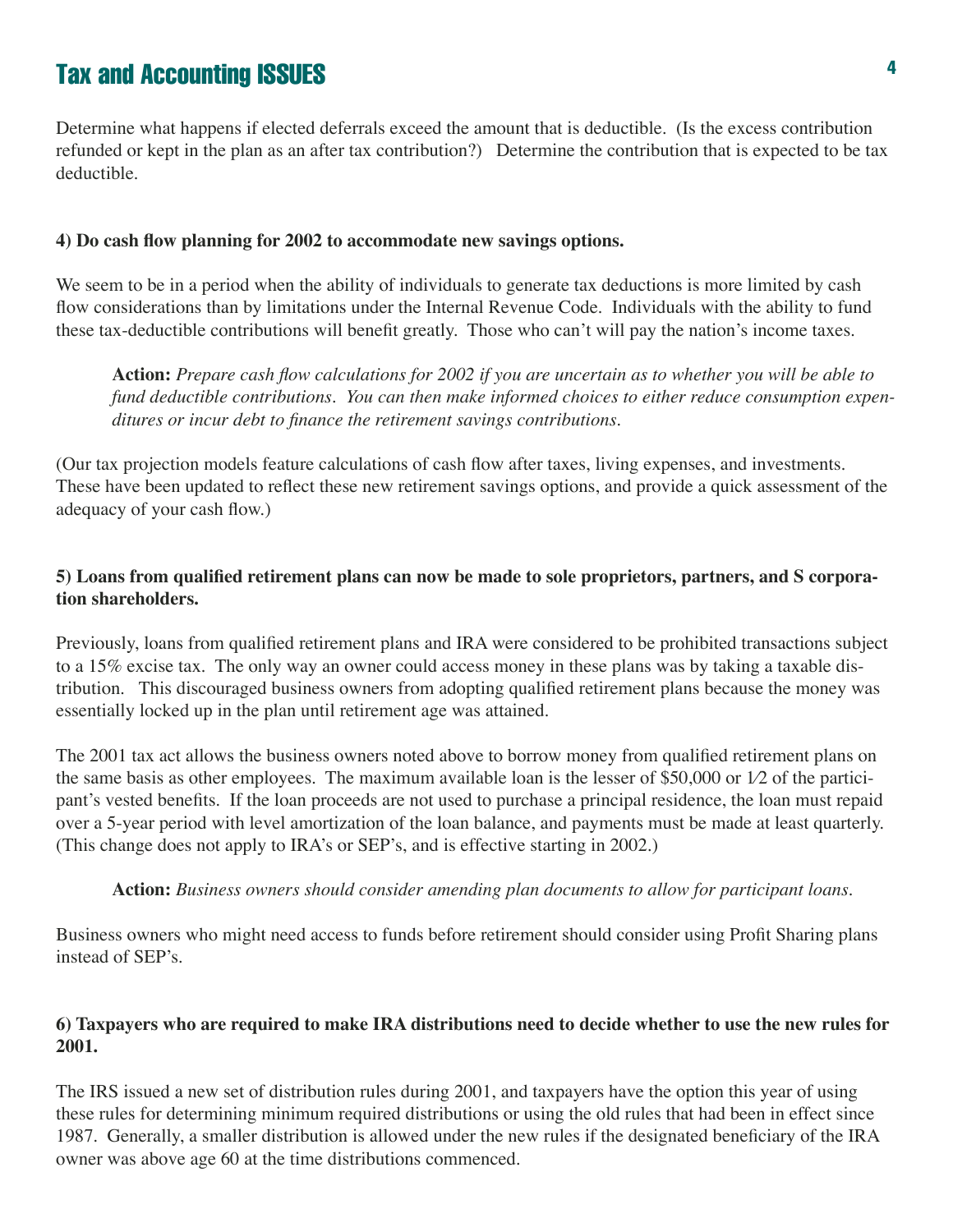Determine what happens if elected deferrals exceed the amount that is deductible. (Is the excess contribution refunded or kept in the plan as an after tax contribution?) Determine the contribution that is expected to be tax deductible.

**4) Do cash flow planning for 2002 to accommodate new savings options.**

We seem to be in a period when the ability of individuals to generate tax deductions is more limited by cash flow considerations than by limitations under the Internal Revenue Code. Individuals with the ability to fund these tax-deductible contributions will benefit greatly. Those who can't will pay the nation's income taxes.

> **Action:** *Prepare cash flow calculations for 2002 if you are uncertain as to whether you will be able to fund deductible contributions. You can then make informed choices to either reduce consumption expenditures or incur debt to finance the retirement savings contributions.*

(Our tax projection models feature calculations of cash flow after taxes, living expenses, and investments. These have been updated to reflect these new retirement savings options, and provide a quick assessment of the adequacy of your cash flow.)

**5) Loans from qualified retirement plans can now be made to sole proprietors, partners, and S corporation shareholders.**

Previously, loans from qualified retirement plans and IRA were considered to be prohibited transactions subject to a 15% excise tax. The only way an owner could access money in these plans was by taking a taxable distribution. This discouraged business owners from adopting qualified retirement plans because the money was essentially locked up in the plan until retirement age was attained.

The 2001 tax act allows the business owners noted above to borrow money from qualified retirement plans on the same basis as other employees. The maximum available loan is the lesser of $50,000 or 1⁄2 of the participant's vested benefits. If the loan proceeds are not used to purchase a principal residence, the loan must repaid over a 5-year period with level amortization of the loan balance, and payments must be made at least quarterly. (This change does not apply to IRA's or SEP's, and is effective starting in 2002.)

> **Action:** *Business owners should consider amending plan documents to allow for participant loans.*

Business owners who might need access to funds before retirement should consider using Profit Sharing plans instead of SEP's.

**6) Taxpayers who are required to make IRA distributions need to decide whether to use the new rules for 2001.**

The IRS issued a new set of distribution rules during 2001, and taxpayers have the option this year of using these rules for determining minimum required distributions or using the old rules that had been in effect since 1987. Generally, a smaller distribution is allowed under the new rules if the designated beneficiary of the IRA owner was above age 60 at the time distributions commenced.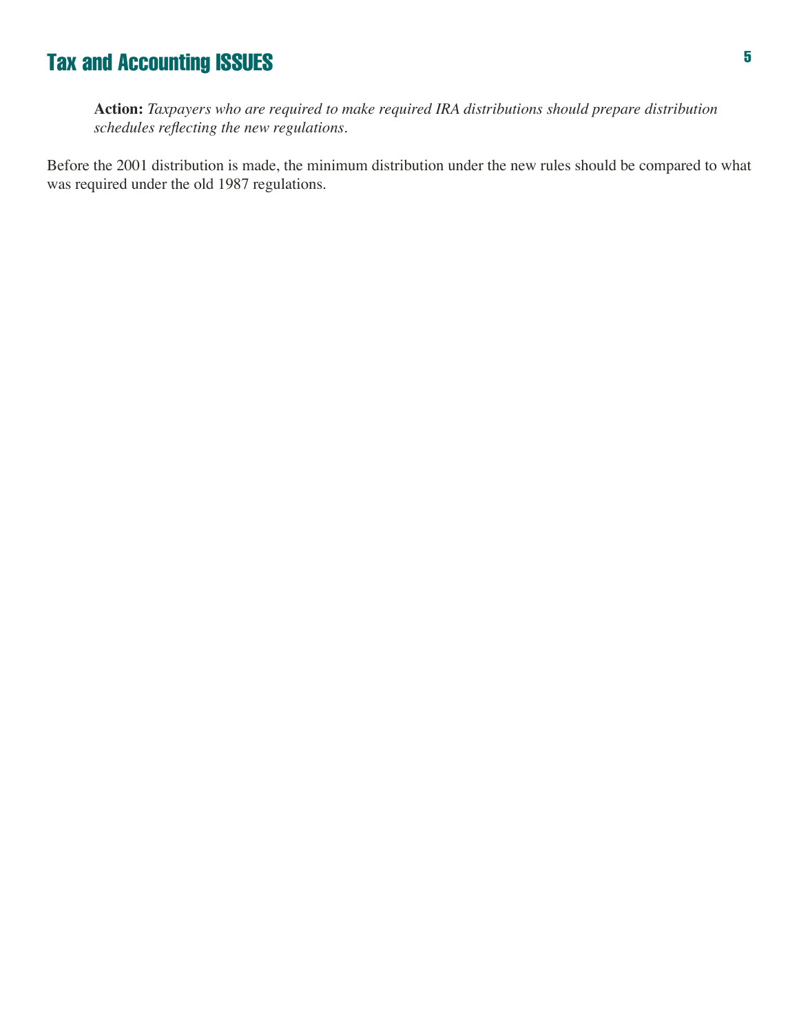**Action:** *Taxpayers who are required to make required IRA distributions should prepare distribution schedules reflecting the new regulations*.

Before the 2001 distribution is made, the minimum distribution under the new rules should be compared to what was required under the old 1987 regulations.